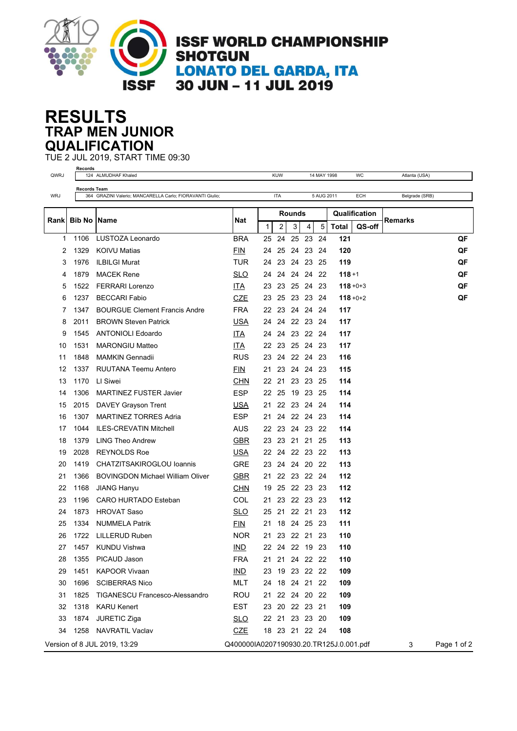# ISSF WORLD CHAMPIONSHIP SHOTGUN

## LONATO DEL GARDA, ITA

## 30 JUN – 11 JUL 2019

# RESULTS

## TRAP MEN JUNIOR

## QUALIFICATION

TUE 2 JUL 2019, START TIME 09:30

**Records**

| | | | | | |
|---|---|---|---|---|---|
| QWRJ | 124 ALMUDHAF Khaled | KUW | 14 MAY 1998 | WC | Atlanta (USA) |

**Records Team**

| | | | | | |
|---|---|---|---|---|---|
| WRJ | 364 GRAZINI Valerio; MANCARELLA Carlo; FIORAVANTI Giulio; | ITA | 5 AUG 2011 | ECH | Belgrade (SRB) |

| Rank | Bib No | Name | Nat | Rounds | | | | | Qualification | | Remarks |
|---|---|---|---|---|---|---|---|---|---|---|---|
| | | | | 1 | 2 | 3 | 4 | 5 | Total | QS-off | |
| 1 | 1106 | LUSTOZA Leonardo | BRA | 25 | 24 | 25 | 23 | 24 | **121** | | QF |
| 2 | 1329 | KOIVU Matias | FIN | 24 | 25 | 24 | 23 | 24 | **120** | | QF |
| 3 | 1976 | ILBILGI Murat | TUR | 24 | 23 | 24 | 23 | 25 | **119** | | QF |
| 4 | 1879 | MACEK Rene | SLO | 24 | 24 | 24 | 24 | 22 | **118** | +1 | QF |
| 5 | 1522 | FERRARI Lorenzo | ITA | 23 | 23 | 25 | 24 | 23 | **118** | +0+3 | QF |
| 6 | 1237 | BECCARI Fabio | CZE | 23 | 25 | 23 | 23 | 24 | **118** | +0+2 | QF |
| 7 | 1347 | BOURGUE Clement Francis Andre | FRA | 22 | 23 | 24 | 24 | 24 | **117** | | |
| 8 | 2011 | BROWN Steven Patrick | USA | 24 | 24 | 22 | 23 | 24 | **117** | | |
| 9 | 1545 | ANTONIOLI Edoardo | ITA | 24 | 24 | 23 | 22 | 24 | **117** | | |
| 10 | 1531 | MARONGIU Matteo | ITA | 22 | 23 | 25 | 24 | 23 | **117** | | |
| 11 | 1848 | MAMKIN Gennadii | RUS | 23 | 24 | 22 | 24 | 23 | **116** | | |
| 12 | 1337 | RUUTANA Teemu Antero | FIN | 21 | 23 | 24 | 24 | 23 | **115** | | |
| 13 | 1170 | LI Siwei | CHN | 22 | 21 | 23 | 23 | 25 | **114** | | |
| 14 | 1306 | MARTINEZ FUSTER Javier | ESP | 22 | 25 | 19 | 23 | 25 | **114** | | |
| 15 | 2015 | DAVEY Grayson Trent | USA | 21 | 22 | 23 | 24 | 24 | **114** | | |
| 16 | 1307 | MARTINEZ TORRES Adria | ESP | 21 | 24 | 22 | 24 | 23 | **114** | | |
| 17 | 1044 | ILES-CREVATIN Mitchell | AUS | 22 | 23 | 24 | 23 | 22 | **114** | | |
| 18 | 1379 | LING Theo Andrew | GBR | 23 | 23 | 21 | 21 | 25 | **113** | | |
| 19 | 2028 | REYNOLDS Roe | USA | 22 | 24 | 22 | 23 | 22 | **113** | | |
| 20 | 1419 | CHATZITSAKIROGLOU Ioannis | GRE | 23 | 24 | 24 | 20 | 22 | **113** | | |
| 21 | 1366 | BOVINGDON Michael William Oliver | GBR | 21 | 22 | 23 | 22 | 24 | **112** | | |
| 22 | 1168 | JIANG Hanyu | CHN | 19 | 25 | 22 | 23 | 23 | **112** | | |
| 23 | 1196 | CARO HURTADO Esteban | COL | 21 | 23 | 22 | 23 | 23 | **112** | | |
| 24 | 1873 | HROVAT Saso | SLO | 25 | 21 | 22 | 21 | 23 | **112** | | |
| 25 | 1334 | NUMMELA Patrik | FIN | 21 | 18 | 24 | 25 | 23 | **111** | | |
| 26 | 1722 | LILLERUD Ruben | NOR | 21 | 23 | 22 | 21 | 23 | **110** | | |
| 27 | 1457 | KUNDU Vishwa | IND | 22 | 24 | 22 | 19 | 23 | **110** | | |
| 28 | 1355 | PICAUD Jason | FRA | 21 | 21 | 24 | 22 | 22 | **110** | | |
| 29 | 1451 | KAPOOR Vivaan | IND | 23 | 19 | 23 | 22 | 22 | **109** | | |
| 30 | 1696 | SCIBERRAS Nico | MLT | 24 | 18 | 24 | 21 | 22 | **109** | | |
| 31 | 1825 | TIGANESCU Francesco-Alessandro | ROU | 21 | 22 | 24 | 20 | 22 | **109** | | |
| 32 | 1318 | KARU Kenert | EST | 23 | 20 | 22 | 23 | 21 | **109** | | |
| 33 | 1874 | JURETIC Ziga | SLO | 22 | 21 | 23 | 23 | 20 | **109** | | |
| 34 | 1258 | NAVRATIL Vaclav | CZE | 18 | 23 | 21 | 22 | 24 | **108** | | |

Version of 8 JUL 2019, 13:29 Q400000IA0207190930.20.TR125J.0.001.pdf 3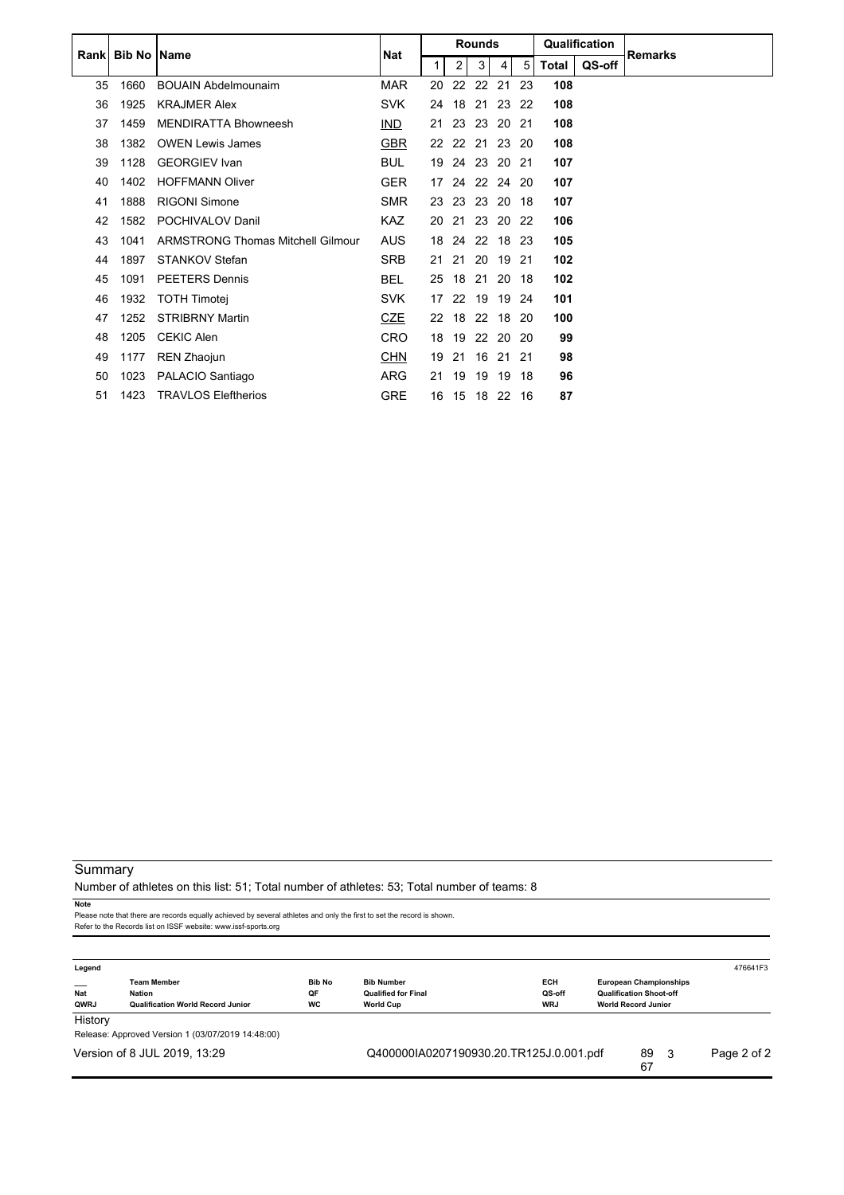| Rank | Bib No | Name | Nat | Rounds | | | | | Qualification | | Remarks |
|---|---|---|---|---|---|---|---|---|---|---|---|
| | | | | 1 | 2 | 3 | 4 | 5 | Total | QS-off | |
| 35 | 1660 | BOUAIN Abdelmounaim | MAR | 20 | 22 | 22 | 21 | 23 | 108 | | |
| 36 | 1925 | KRAJMER Alex | SVK | 24 | 18 | 21 | 23 | 22 | 108 | | |
| 37 | 1459 | MENDIRATTA Bhowneesh | IND | 21 | 23 | 23 | 20 | 21 | 108 | | |
| 38 | 1382 | OWEN Lewis James | GBR | 22 | 22 | 21 | 23 | 20 | 108 | | |
| 39 | 1128 | GEORGIEV Ivan | BUL | 19 | 24 | 23 | 20 | 21 | 107 | | |
| 40 | 1402 | HOFFMANN Oliver | GER | 17 | 24 | 22 | 24 | 20 | 107 | | |
| 41 | 1888 | RIGONI Simone | SMR | 23 | 23 | 23 | 20 | 18 | 107 | | |
| 42 | 1582 | POCHIVALOV Danil | KAZ | 20 | 21 | 23 | 20 | 22 | 106 | | |
| 43 | 1041 | ARMSTRONG Thomas Mitchell Gilmour | AUS | 18 | 24 | 22 | 18 | 23 | 105 | | |
| 44 | 1897 | STANKOV Stefan | SRB | 21 | 21 | 20 | 19 | 21 | 102 | | |
| 45 | 1091 | PEETERS Dennis | BEL | 25 | 18 | 21 | 20 | 18 | 102 | | |
| 46 | 1932 | TOTH Timotej | SVK | 17 | 22 | 19 | 19 | 24 | 101 | | |
| 47 | 1252 | STRIBRNY Martin | CZE | 22 | 18 | 22 | 18 | 20 | 100 | | |
| 48 | 1205 | CEKIC Alen | CRO | 18 | 19 | 22 | 20 | 20 | 99 | | |
| 49 | 1177 | REN Zhaojun | CHN | 19 | 21 | 16 | 21 | 21 | 98 | | |
| 50 | 1023 | PALACIO Santiago | ARG | 21 | 19 | 19 | 19 | 18 | 96 | | |
| 51 | 1423 | TRAVLOS Eleftherios | GRE | 16 | 15 | 18 | 22 | 16 | 87 | | |

## Summary

Number of athletes on this list: 51; Total number of athletes: 53; Total number of teams: 8

**Note**

Please note that there are records equally achieved by several athletes and only the first to set the record is shown.
Refer to the Records list on ISSF website: www.issf-sports.org

**Legend**

| | | | | | |
|---|---|---|---|---|---|
| ___ | Team Member | Bib No | Bib Number | ECH | European Championships |
| Nat | Nation | QF | Qualified for Final | QS-off | Qualification Shoot-off |
| QWRJ | Qualification World Record Junior | WC | World Cup | WRJ | World Record Junior |

**History**

Release: Approved Version 1 (03/07/2019 14:48:00)

Version of 8 JUL 2019, 13:29

Q400000IA0207190930.20.TR125J.0.001.pdf